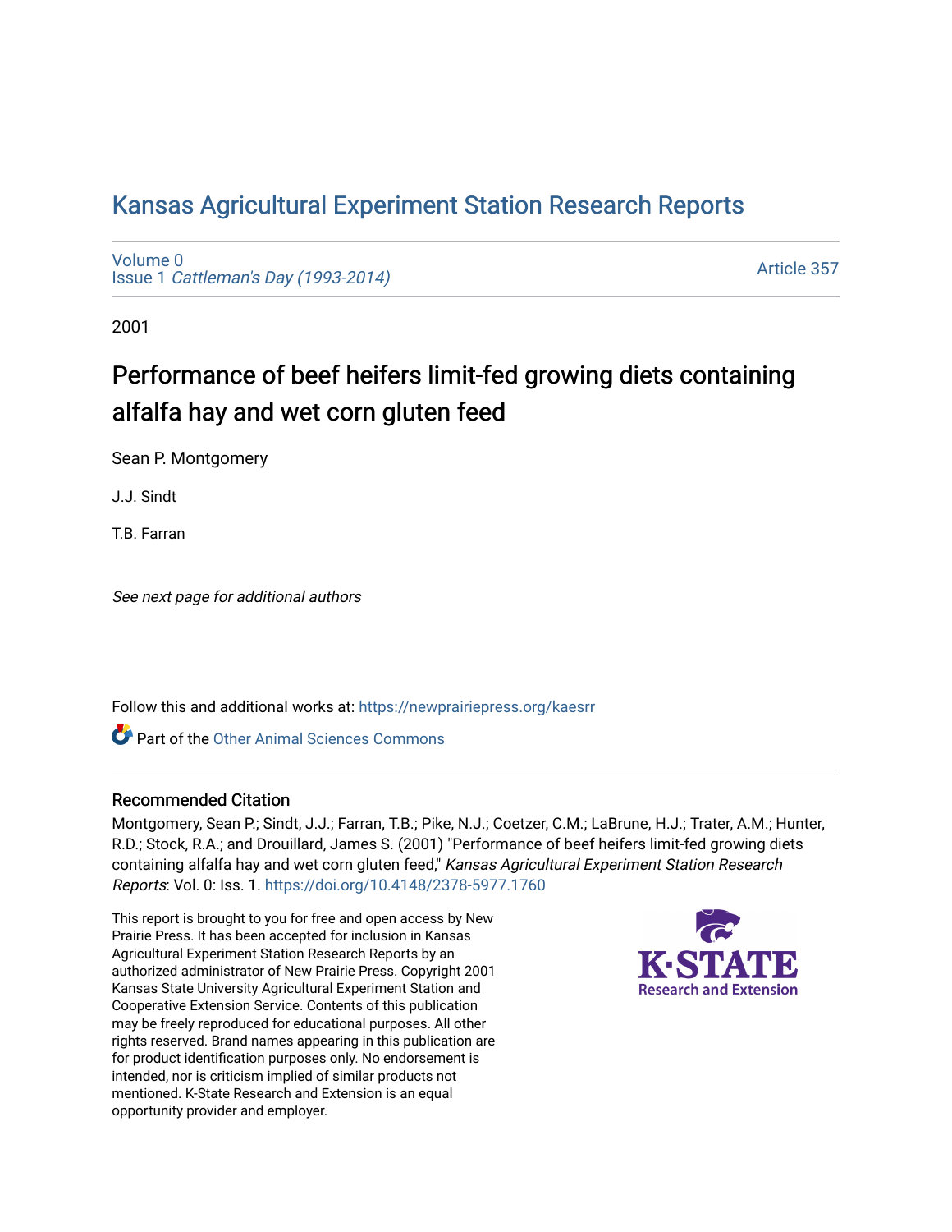# Kansas Agricultural Experiment Station Research Reports

Volume 0
Issue 1 *Cattleman's Day (1993-2014)*

Article 357

2001

## Performance of beef heifers limit-fed growing diets containing alfalfa hay and wet corn gluten feed

Sean P. Montgomery

J.J. Sindt

T.B. Farran

*See next page for additional authors*

Follow this and additional works at: https://newprairiepress.org/kaesrr

Part of the Other Animal Sciences Commons

### Recommended Citation

Montgomery, Sean P.; Sindt, J.J.; Farran, T.B.; Pike, N.J.; Coetzer, C.M.; LaBrune, H.J.; Trater, A.M.; Hunter, R.D.; Stock, R.A.; and Drouillard, James S. (2001) "Performance of beef heifers limit-fed growing diets containing alfalfa hay and wet corn gluten feed," *Kansas Agricultural Experiment Station Research Reports*: Vol. 0: Iss. 1. https://doi.org/10.4148/2378-5977.1760

This report is brought to you for free and open access by New Prairie Press. It has been accepted for inclusion in Kansas Agricultural Experiment Station Research Reports by an authorized administrator of New Prairie Press. Copyright 2001 Kansas State University Agricultural Experiment Station and Cooperative Extension Service. Contents of this publication may be freely reproduced for educational purposes. All other rights reserved. Brand names appearing in this publication are for product identification purposes only. No endorsement is intended, nor is criticism implied of similar products not mentioned. K-State Research and Extension is an equal opportunity provider and employer.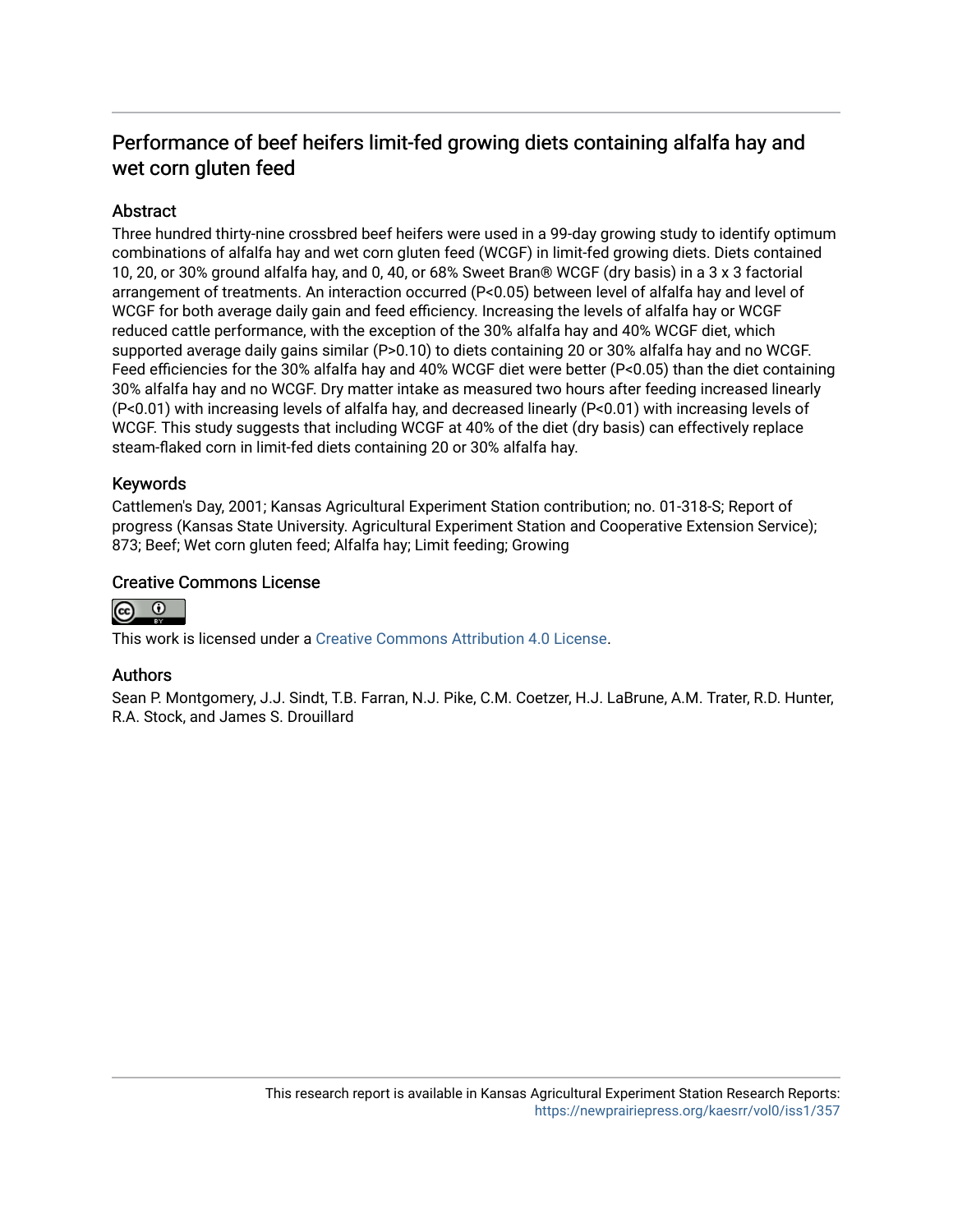# Performance of beef heifers limit-fed growing diets containing alfalfa hay and wet corn gluten feed

## Abstract

Three hundred thirty-nine crossbred beef heifers were used in a 99-day growing study to identify optimum combinations of alfalfa hay and wet corn gluten feed (WCGF) in limit-fed growing diets. Diets contained 10, 20, or 30% ground alfalfa hay, and 0, 40, or 68% Sweet Bran® WCGF (dry basis) in a 3 x 3 factorial arrangement of treatments. An interaction occurred ($P<0.05$) between level of alfalfa hay and level of WCGF for both average daily gain and feed efficiency. Increasing the levels of alfalfa hay or WCGF reduced cattle performance, with the exception of the 30% alfalfa hay and 40% WCGF diet, which supported average daily gains similar ($P>0.10$) to diets containing 20 or 30% alfalfa hay and no WCGF. Feed efficiencies for the 30% alfalfa hay and 40% WCGF diet were better ($P<0.05$) than the diet containing 30% alfalfa hay and no WCGF. Dry matter intake as measured two hours after feeding increased linearly ($P<0.01$) with increasing levels of alfalfa hay, and decreased linearly ($P<0.01$) with increasing levels of WCGF. This study suggests that including WCGF at 40% of the diet (dry basis) can effectively replace steam-flaked corn in limit-fed diets containing 20 or 30% alfalfa hay.

## Keywords

Cattlemen's Day, 2001; Kansas Agricultural Experiment Station contribution; no. 01-318-S; Report of progress (Kansas State University. Agricultural Experiment Station and Cooperative Extension Service); 873; Beef; Wet corn gluten feed; Alfalfa hay; Limit feeding; Growing

## Creative Commons License

This work is licensed under a Creative Commons Attribution 4.0 License.

## Authors

Sean P. Montgomery, J.J. Sindt, T.B. Farran, N.J. Pike, C.M. Coetzer, H.J. LaBrune, A.M. Trater, R.D. Hunter, R.A. Stock, and James S. Drouillard

This research report is available in Kansas Agricultural Experiment Station Research Reports: https://newprairiepress.org/kaesrr/vol0/iss1/357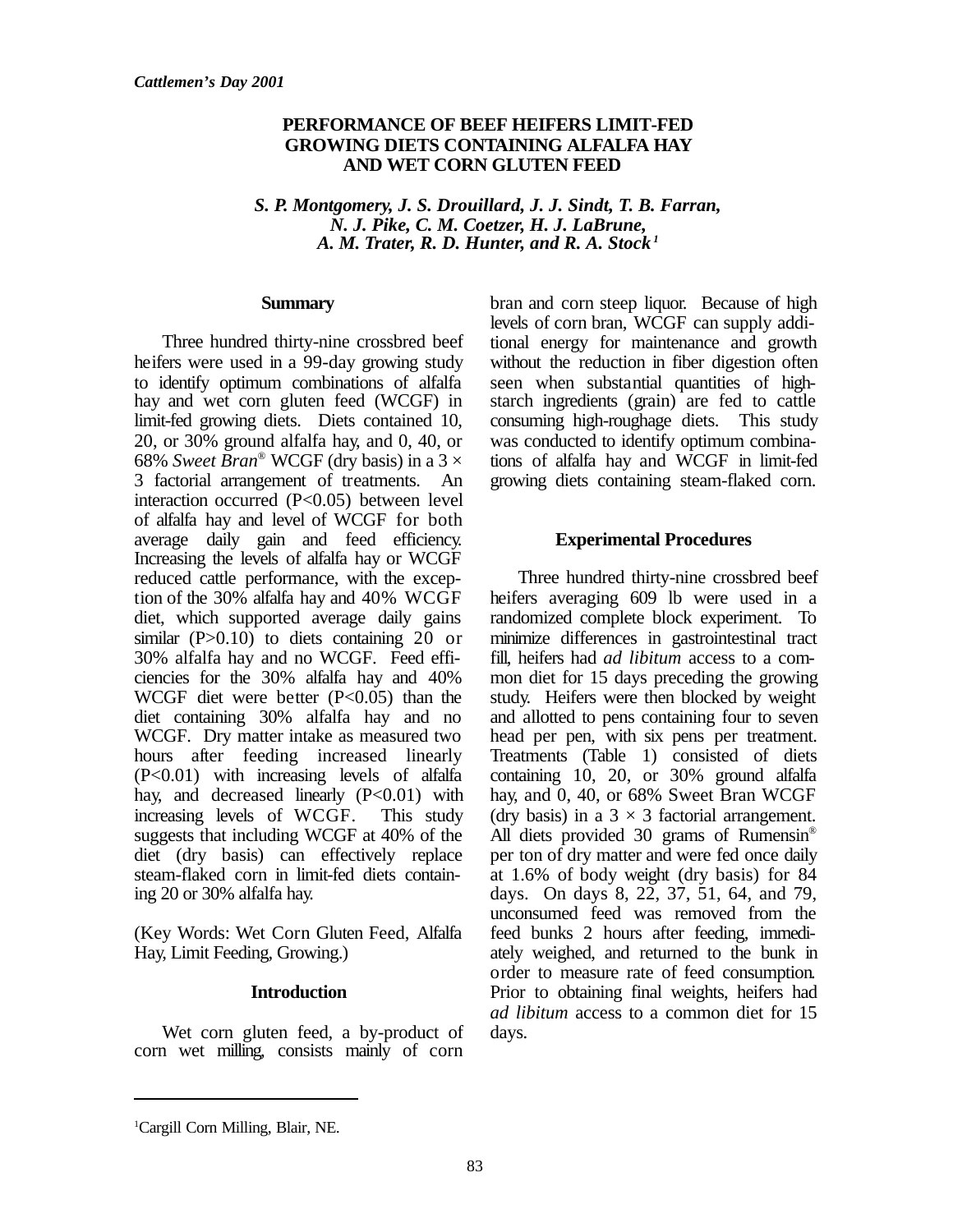# PERFORMANCE OF BEEF HEIFERS LIMIT-FED GROWING DIETS CONTAINING ALFALFA HAY AND WET CORN GLUTEN FEED

*S. P. Montgomery, J. S. Drouillard, J. J. Sindt, T. B. Farran, N. J. Pike, C. M. Coetzer, H. J. LaBrune, A. M. Trater, R. D. Hunter, and R. A. Stock*[1]

## Summary

Three hundred thirty-nine crossbred beef heifers were used in a 99-day growing study to identify optimum combinations of alfalfa hay and wet corn gluten feed (WCGF) in limit-fed growing diets. Diets contained 10, 20, or 30% ground alfalfa hay, and 0, 40, or 68% *Sweet Bran*® WCGF (dry basis) in a 3 × 3 factorial arrangement of treatments. An interaction occurred ($P<0.05$) between level of alfalfa hay and level of WCGF for both average daily gain and feed efficiency. Increasing the levels of alfalfa hay or WCGF reduced cattle performance, with the exception of the 30% alfalfa hay and 40% WCGF diet, which supported average daily gains similar ($P>0.10$) to diets containing 20 or 30% alfalfa hay and no WCGF. Feed efficiencies for the 30% alfalfa hay and 40% WCGF diet were better ($P<0.05$) than the diet containing 30% alfalfa hay and no WCGF. Dry matter intake as measured two hours after feeding increased linearly ($P<0.01$) with increasing levels of alfalfa hay, and decreased linearly ($P<0.01$) with increasing levels of WCGF. This study suggests that including WCGF at 40% of the diet (dry basis) can effectively replace steam-flaked corn in limit-fed diets containing 20 or 30% alfalfa hay.

(Key Words: Wet Corn Gluten Feed, Alfalfa Hay, Limit Feeding, Growing.)

## Introduction

Wet corn gluten feed, a by-product of corn wet milling, consists mainly of corn bran and corn steep liquor. Because of high levels of corn bran, WCGF can supply additional energy for maintenance and growth without the reduction in fiber digestion often seen when substantial quantities of high-starch ingredients (grain) are fed to cattle consuming high-roughage diets. This study was conducted to identify optimum combinations of alfalfa hay and WCGF in limit-fed growing diets containing steam-flaked corn.

## Experimental Procedures

Three hundred thirty-nine crossbred beef heifers averaging 609 lb were used in a randomized complete block experiment. To minimize differences in gastrointestinal tract fill, heifers had *ad libitum* access to a common diet for 15 days preceding the growing study. Heifers were then blocked by weight and allotted to pens containing four to seven head per pen, with six pens per treatment. Treatments (Table 1) consisted of diets containing 10, 20, or 30% ground alfalfa hay, and 0, 40, or 68% Sweet Bran WCGF (dry basis) in a 3 × 3 factorial arrangement. All diets provided 30 grams of Rumensin® per ton of dry matter and were fed once daily at 1.6% of body weight (dry basis) for 84 days. On days 8, 22, 37, 51, 64, and 79, unconsumed feed was removed from the feed bunks 2 hours after feeding, immediately weighed, and returned to the bunk in order to measure rate of feed consumption. Prior to obtaining final weights, heifers had *ad libitum* access to a common diet for 15 days.

---

[1]Cargill Corn Milling, Blair, NE.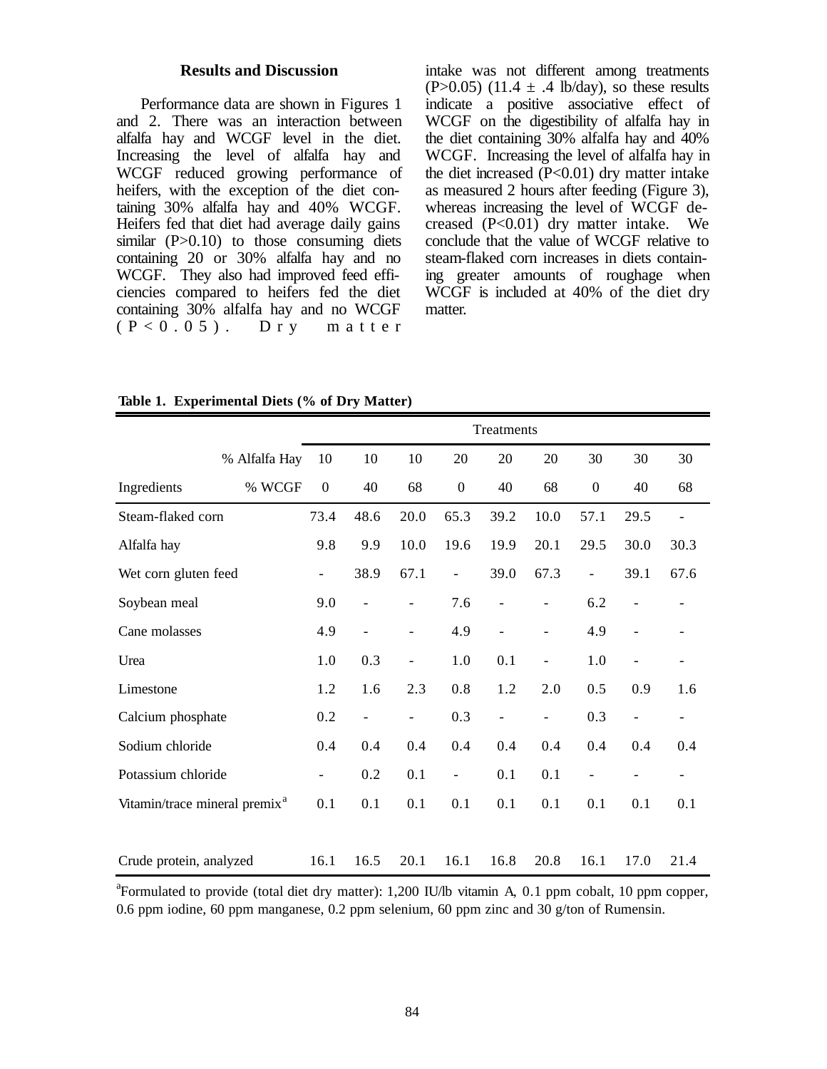## Results and Discussion

Performance data are shown in Figures 1 and 2. There was an interaction between alfalfa hay and WCGF level in the diet. Increasing the level of alfalfa hay and WCGF reduced growing performance of heifers, with the exception of the diet containing 30% alfalfa hay and 40% WCGF. Heifers fed that diet had average daily gains similar ($P>0.10$) to those consuming diets containing 20 or 30% alfalfa hay and no WCGF. They also had improved feed efficiencies compared to heifers fed the diet containing 30% alfalfa hay and no WCGF ($P<0.05$). Dry matter intake was not different among treatments ($P>0.05$) ($11.4 \pm .4$ lb/day), so these results indicate a positive associative effect of WCGF on the digestibility of alfalfa hay in the diet containing 30% alfalfa hay and 40% WCGF. Increasing the level of alfalfa hay in the diet increased ($P<0.01$) dry matter intake as measured 2 hours after feeding (Figure 3), whereas increasing the level of WCGF decreased ($P<0.01$) dry matter intake. We conclude that the value of WCGF relative to steam-flaked corn increases in diets containing greater amounts of roughage when WCGF is included at 40% of the diet dry matter.

**Table 1. Experimental Diets (% of Dry Matter)**

| | Treatments | | | | | | | | |
|---|---|---|---|---|---|---|---|---|---|
| % Alfalfa Hay | 10 | 10 | 10 | 20 | 20 | 20 | 30 | 30 | 30 |
| Ingredients % WCGF | 0 | 40 | 68 | 0 | 40 | 68 | 0 | 40 | 68 |
| Steam-flaked corn | 73.4 | 48.6 | 20.0 | 65.3 | 39.2 | 10.0 | 57.1 | 29.5 | - |
| Alfalfa hay | 9.8 | 9.9 | 10.0 | 19.6 | 19.9 | 20.1 | 29.5 | 30.0 | 30.3 |
| Wet corn gluten feed | - | 38.9 | 67.1 | - | 39.0 | 67.3 | - | 39.1 | 67.6 |
| Soybean meal | 9.0 | - | - | 7.6 | - | - | 6.2 | - | - |
| Cane molasses | 4.9 | - | - | 4.9 | - | - | 4.9 | - | - |
| Urea | 1.0 | 0.3 | - | 1.0 | 0.1 | - | 1.0 | - | - |
| Limestone | 1.2 | 1.6 | 2.3 | 0.8 | 1.2 | 2.0 | 0.5 | 0.9 | 1.6 |
| Calcium phosphate | 0.2 | - | - | 0.3 | - | - | 0.3 | - | - |
| Sodium chloride | 0.4 | 0.4 | 0.4 | 0.4 | 0.4 | 0.4 | 0.4 | 0.4 | 0.4 |
| Potassium chloride | - | 0.2 | 0.1 | - | 0.1 | 0.1 | - | - | - |
| Vitamin/trace mineral premix[a] | 0.1 | 0.1 | 0.1 | 0.1 | 0.1 | 0.1 | 0.1 | 0.1 | 0.1 |
| Crude protein, analyzed | 16.1 | 16.5 | 20.1 | 16.1 | 16.8 | 20.8 | 16.1 | 17.0 | 21.4 |

[a]Formulated to provide (total diet dry matter): 1,200 IU/lb vitamin A, 0.1 ppm cobalt, 10 ppm copper, 0.6 ppm iodine, 60 ppm manganese, 0.2 ppm selenium, 60 ppm zinc and 30 g/ton of Rumensin.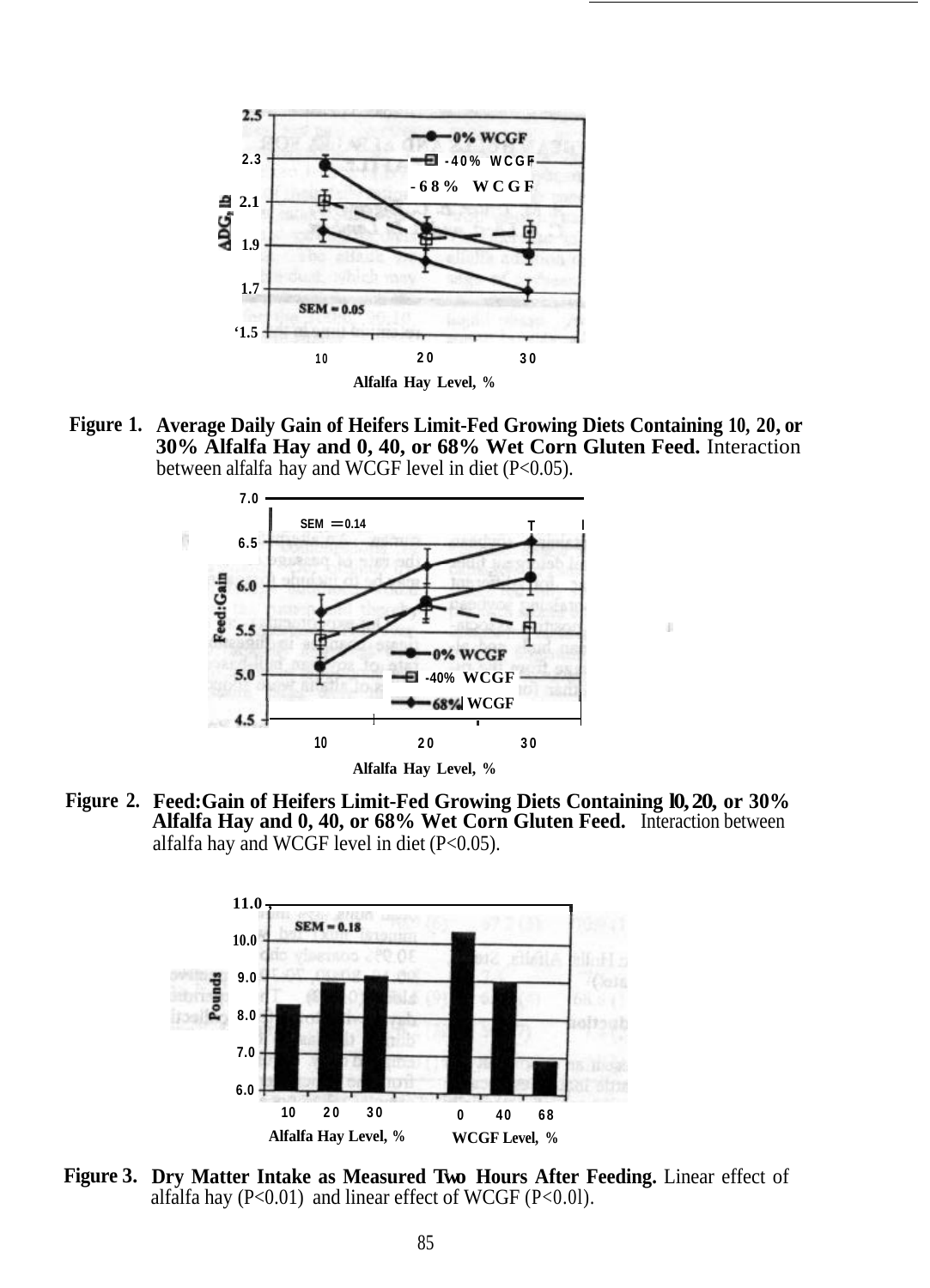2.5

2.3

2.1

1.9

1.7

1.5

ADG, lb

0% WCGF

40% WCGF

68% WCGF

SEM = 0.05

10 20 30

Alfalfa Hay Level, %

**Figure 1. Average Daily Gain of Heifers Limit-Fed Growing Diets Containing 10, 20, or 30% Alfalfa Hay and 0, 40, or 68% Wet Corn Gluten Feed.** Interaction between alfalfa hay and WCGF level in diet ($P<0.05$).

7.0

6.5

6.0

5.5

5.0

4.5

Feed:Gain

SEM = 0.14

0% WCGF

40% WCGF

68% WCGF

10 20 30

Alfalfa Hay Level, %

**Figure 2. Feed:Gain of Heifers Limit-Fed Growing Diets Containing 10, 20, or 30% Alfalfa Hay and 0, 40, or 68% Wet Corn Gluten Feed.** Interaction between alfalfa hay and WCGF level in diet ($P<0.05$).

11.0

10.0

9.0

8.0

7.0

6.0

Pounds

SEM = 0.18

10 20 30

Alfalfa Hay Level, %

0 40 68

WCGF Level, %

**Figure 3. Dry Matter Intake as Measured Two Hours After Feeding.** Linear effect of alfalfa hay ($P<0.01$) and linear effect of WCGF ($P<0.01$).